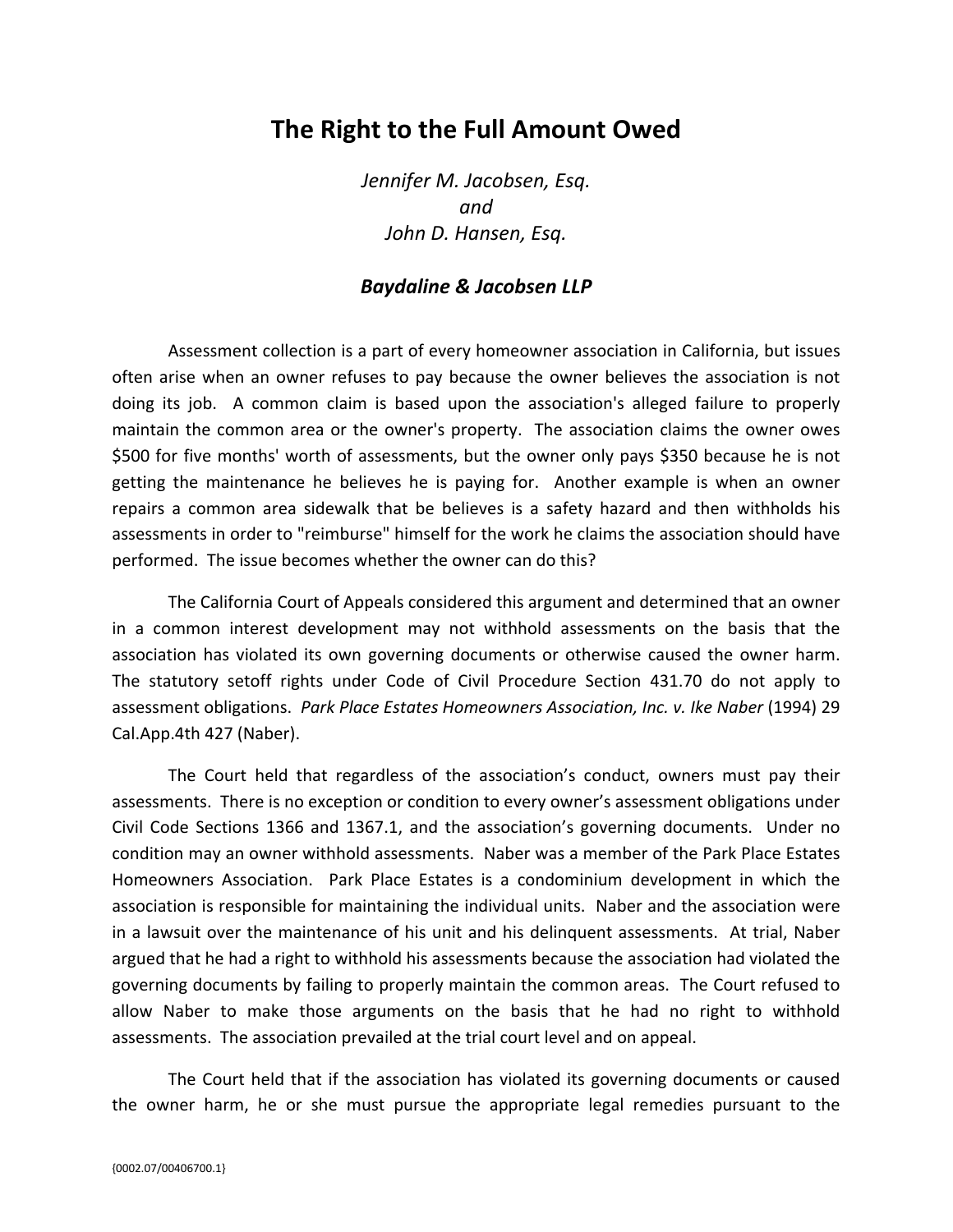# The Right to the Full Amount Owed

*Jennifer M. Jacobsen, Esq.*
*and*
*John D. Hansen, Esq.*

***Baydaline & Jacobsen LLP***

Assessment collection is a part of every homeowner association in California, but issues often arise when an owner refuses to pay because the owner believes the association is not doing its job. A common claim is based upon the association's alleged failure to properly maintain the common area or the owner's property. The association claims the owner owes $500 for five months' worth of assessments, but the owner only pays $350 because he is not getting the maintenance he believes he is paying for. Another example is when an owner repairs a common area sidewalk that be believes is a safety hazard and then withholds his assessments in order to "reimburse" himself for the work he claims the association should have performed. The issue becomes whether the owner can do this?

The California Court of Appeals considered this argument and determined that an owner in a common interest development may not withhold assessments on the basis that the association has violated its own governing documents or otherwise caused the owner harm. The statutory setoff rights under Code of Civil Procedure Section 431.70 do not apply to assessment obligations. *Park Place Estates Homeowners Association, Inc. v. Ike Naber* (1994) 29 Cal.App.4th 427 (Naber).

The Court held that regardless of the association's conduct, owners must pay their assessments. There is no exception or condition to every owner's assessment obligations under Civil Code Sections 1366 and 1367.1, and the association's governing documents. Under no condition may an owner withhold assessments. Naber was a member of the Park Place Estates Homeowners Association. Park Place Estates is a condominium development in which the association is responsible for maintaining the individual units. Naber and the association were in a lawsuit over the maintenance of his unit and his delinquent assessments. At trial, Naber argued that he had a right to withhold his assessments because the association had violated the governing documents by failing to properly maintain the common areas. The Court refused to allow Naber to make those arguments on the basis that he had no right to withhold assessments. The association prevailed at the trial court level and on appeal.

The Court held that if the association has violated its governing documents or caused the owner harm, he or she must pursue the appropriate legal remedies pursuant to the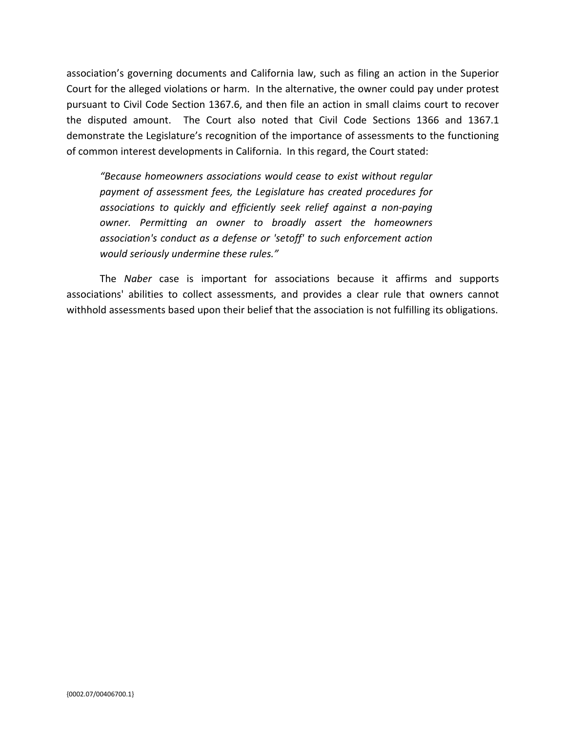association's governing documents and California law, such as filing an action in the Superior Court for the alleged violations or harm. In the alternative, the owner could pay under protest pursuant to Civil Code Section 1367.6, and then file an action in small claims court to recover the disputed amount. The Court also noted that Civil Code Sections 1366 and 1367.1 demonstrate the Legislature's recognition of the importance of assessments to the functioning of common interest developments in California. In this regard, the Court stated:

> *"Because homeowners associations would cease to exist without regular payment of assessment fees, the Legislature has created procedures for associations to quickly and efficiently seek relief against a non-paying owner. Permitting an owner to broadly assert the homeowners association's conduct as a defense or 'setoff' to such enforcement action would seriously undermine these rules."*

The *Naber* case is important for associations because it affirms and supports associations' abilities to collect assessments, and provides a clear rule that owners cannot withhold assessments based upon their belief that the association is not fulfilling its obligations.

{0002.07/00406700.1}